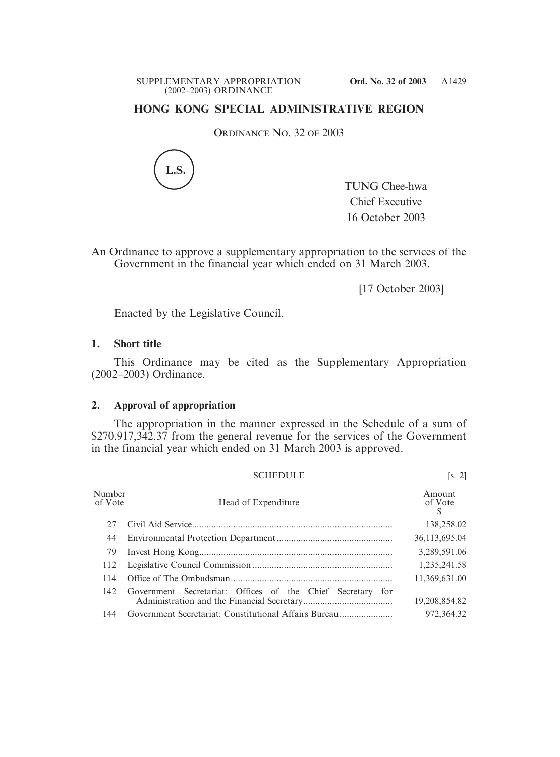# HONG KONG SPECIAL ADMINISTRATIVE REGION

ORDINANCE NO. 32 OF 2003

L.S.

TUNG Chee-hwa
Chief Executive
16 October 2003

An Ordinance to approve a supplementary appropriation to the services of the Government in the financial year which ended on 31 March 2003.

[17 October 2003]

Enacted by the Legislative Council.

## 1. Short title

This Ordinance may be cited as the Supplementary Appropriation (2002–2003) Ordinance.

## 2. Approval of appropriation

The appropriation in the manner expressed in the Schedule of a sum of $270,917,342.37 from the general revenue for the services of the Government in the financial year which ended on 31 March 2003 is approved.

SCHEDULE [s. 2]

| Number of Vote | Head of Expenditure | Amount of Vote $ |
|---|---|---|
| 27 | Civil Aid Service | 138,258.02 |
| 44 | Environmental Protection Department | 36,113,695.04 |
| 79 | Invest Hong Kong | 3,289,591.06 |
| 112 | Legislative Council Commission | 1,235,241.58 |
| 114 | Office of The Ombudsman | 11,369,631.00 |
| 142 | Government Secretariat: Offices of the Chief Secretary for Administration and the Financial Secretary | 19,208,854.82 |
| 144 | Government Secretariat: Constitutional Affairs Bureau | 972,364.32 |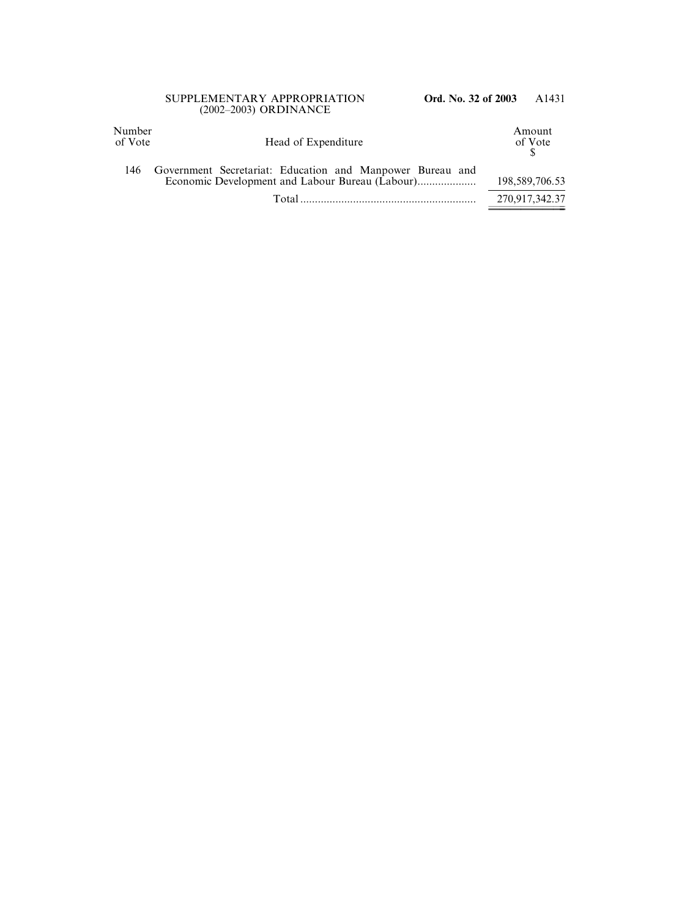| Number of Vote | Head of Expenditure | Amount of Vote $ |
|---|---|---|
| 146 | Government Secretariat: Education and Manpower Bureau and Economic Development and Labour Bureau (Labour).................... | 198,589,706.53 |
| | Total............................................................ | 270,917,342.37 |